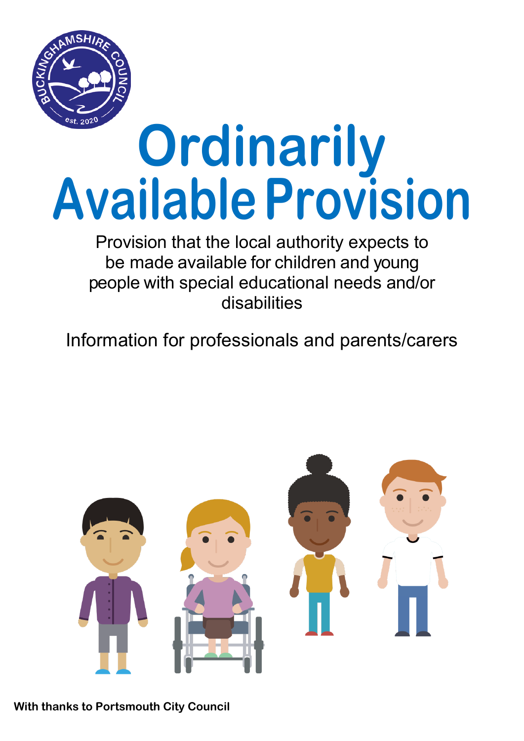# Ordinarily Available Provision

Provision that the local authority expects to be made available for children and young people with special educational needs and/or disabilities

Information for professionals and parents/carers

**With thanks to Portsmouth City Council**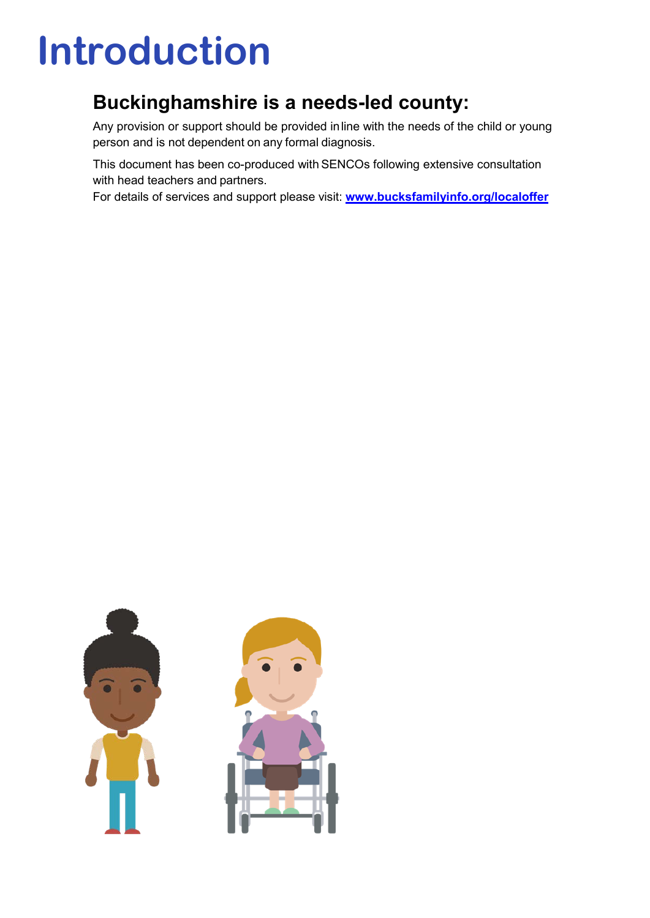# Introduction

## Buckinghamshire is a needs-led county:

Any provision or support should be provided in line with the needs of the child or young person and is not dependent on any formal diagnosis.

This document has been co-produced with SENCOs following extensive consultation with head teachers and partners.
For details of services and support please visit: [www.bucksfamilyinfo.org/localoffer](http://www.bucksfamilyinfo.org/localoffer)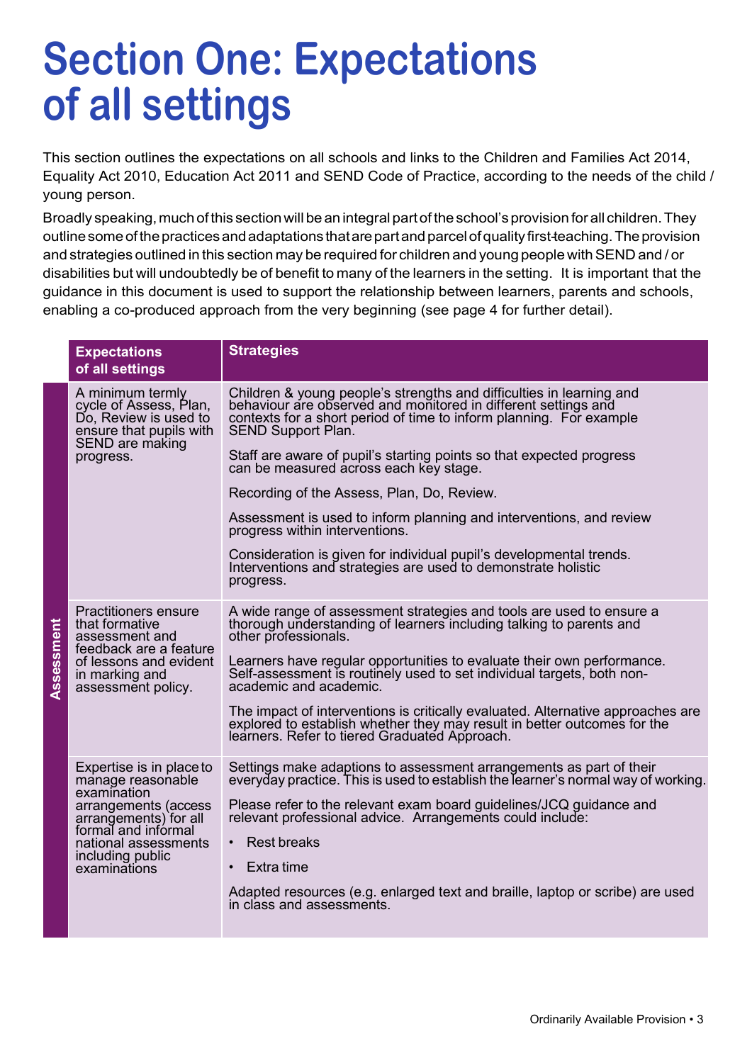# Section One: Expectations of all settings

This section outlines the expectations on all schools and links to the Children and Families Act 2014, Equality Act 2010, Education Act 2011 and SEND Code of Practice, according to the needs of the child / young person.

Broadly speaking, much of this section will be an integral part of the school's provision for all children. They outline some of the practices and adaptations that are part and parcel of quality first-teaching. The provision and strategies outlined in this section may be required for children and young people with SEND and / or disabilities but will undoubtedly be of benefit to many of the learners in the setting. It is important that the guidance in this document is used to support the relationship between learners, parents and schools, enabling a co-produced approach from the very beginning (see page 4 for further detail).

| | Expectations of all settings | Strategies |
|---|---|---|
| **Assessment** | A minimum termly cycle of Assess, Plan, Do, Review is used to ensure that pupils with SEND are making progress. | Children & young people's strengths and difficulties in learning and behaviour are observed and monitored in different settings and contexts for a short period of time to inform planning. For example SEND Support Plan.<br><br>Staff are aware of pupil's starting points so that expected progress can be measured across each key stage.<br><br>Recording of the Assess, Plan, Do, Review.<br><br>Assessment is used to inform planning and interventions, and review progress within interventions.<br><br>Consideration is given for individual pupil's developmental trends. Interventions and strategies are used to demonstrate holistic progress. |
| | Practitioners ensure that formative assessment and feedback are a feature of lessons and evident in marking and assessment policy. | A wide range of assessment strategies and tools are used to ensure a thorough understanding of learners including talking to parents and other professionals.<br><br>Learners have regular opportunities to evaluate their own performance. Self-assessment is routinely used to set individual targets, both non-academic and academic.<br><br>The impact of interventions is critically evaluated. Alternative approaches are explored to establish whether they may result in better outcomes for the learners. Refer to tiered Graduated Approach. |
| | Expertise is in place to manage reasonable examination arrangements (access arrangements) for all formal and informal national assessments including public examinations | Settings make adaptions to assessment arrangements as part of their everyday practice. This is used to establish the learner's normal way of working.<br><br>Please refer to the relevant exam board guidelines/JCQ guidance and relevant professional advice. Arrangements could include:<br><br>• Rest breaks<br><br>• Extra time<br><br>Adapted resources (e.g. enlarged text and braille, laptop or scribe) are used in class and assessments. |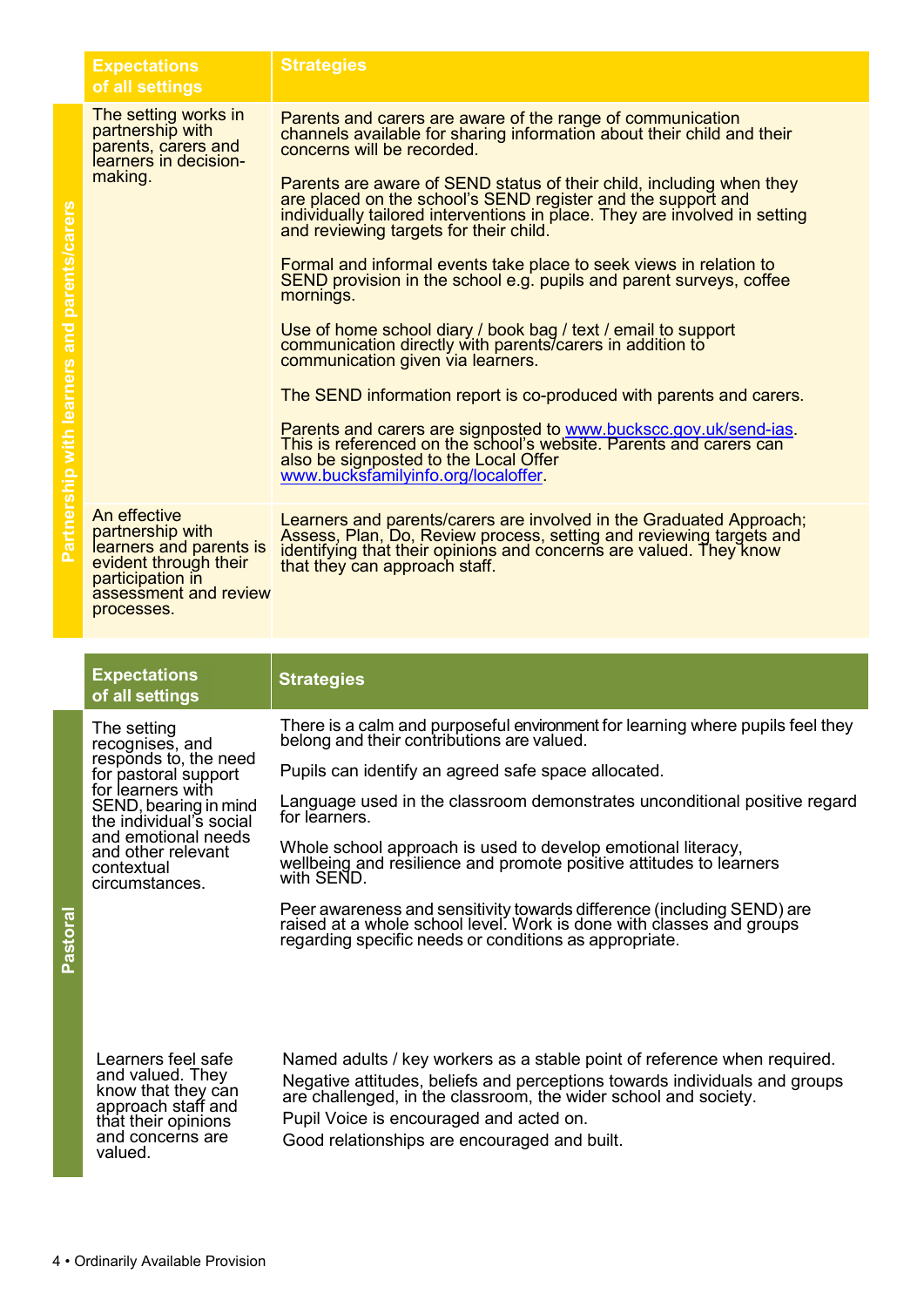| | Expectations of all settings | Strategies |
|---|---|---|
| Partnership with learners and parents/carers | The setting works in partnership with parents, carers and learners in decision-making. | Parents and carers are aware of the range of communication channels available for sharing information about their child and their concerns will be recorded.<br><br>Parents are aware of SEND status of their child, including when they are placed on the school's SEND register and the support and individually tailored interventions in place. They are involved in setting and reviewing targets for their child.<br><br>Formal and informal events take place to seek views in relation to SEND provision in the school e.g. pupils and parent surveys, coffee mornings.<br><br>Use of home school diary / book bag / text / email to support communication directly with parents/carers in addition to communication given via learners.<br><br>The SEND information report is co-produced with parents and carers.<br><br>Parents and carers are signposted to www.buckscc.gov.uk/send-ias. This is referenced on the school's website. Parents and carers can also be signposted to the Local Offer www.bucksfamilyinfo.org/localoffer. |
| | An effective partnership with learners and parents is evident through their participation in assessment and review processes. | Learners and parents/carers are involved in the Graduated Approach; Assess, Plan, Do, Review process, setting and reviewing targets and identifying that their opinions and concerns are valued. They know that they can approach staff. |

| | Expectations of all settings | Strategies |
|---|---|---|
| Pastoral | The setting recognises, and responds to, the need for pastoral support for learners with SEND, bearing in mind the individual's social and emotional needs and other relevant contextual circumstances. | There is a calm and purposeful environment for learning where pupils feel they belong and their contributions are valued.<br><br>Pupils can identify an agreed safe space allocated.<br><br>Language used in the classroom demonstrates unconditional positive regard for learners.<br><br>Whole school approach is used to develop emotional literacy, wellbeing and resilience and promote positive attitudes to learners with SEND.<br><br>Peer awareness and sensitivity towards difference (including SEND) are raised at a whole school level. Work is done with classes and groups regarding specific needs or conditions as appropriate. |
| | Learners feel safe and valued. They know that they can approach staff and that their opinions and concerns are valued. | Named adults / key workers as a stable point of reference when required.<br><br>Negative attitudes, beliefs and perceptions towards individuals and groups are challenged, in the classroom, the wider school and society.<br><br>Pupil Voice is encouraged and acted on.<br><br>Good relationships are encouraged and built. |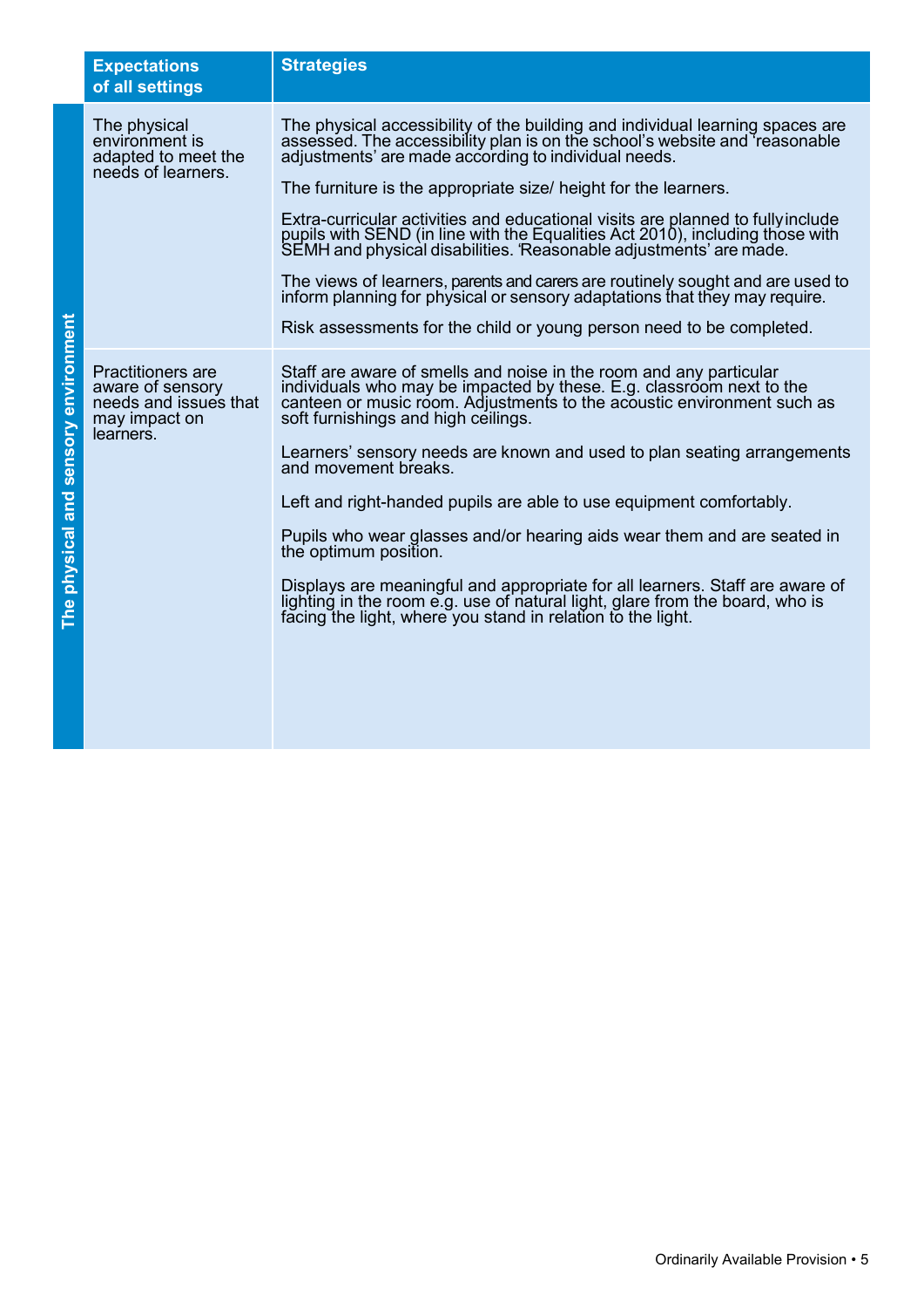| | Expectations of all settings | Strategies |
|---|---|---|
| The physical and sensory environment | The physical environment is adapted to meet the needs of learners. | The physical accessibility of the building and individual learning spaces are assessed. The accessibility plan is on the school's website and 'reasonable adjustments' are made according to individual needs.<br><br>The furniture is the appropriate size/ height for the learners.<br><br>Extra-curricular activities and educational visits are planned to fully include pupils with SEND (in line with the Equalities Act 2010), including those with SEMH and physical disabilities. 'Reasonable adjustments' are made.<br><br>The views of learners, parents and carers are routinely sought and are used to inform planning for physical or sensory adaptations that they may require.<br><br>Risk assessments for the child or young person need to be completed. |
| | Practitioners are aware of sensory needs and issues that may impact on learners. | Staff are aware of smells and noise in the room and any particular individuals who may be impacted by these. E.g. classroom next to the canteen or music room. Adjustments to the acoustic environment such as soft furnishings and high ceilings.<br><br>Learners' sensory needs are known and used to plan seating arrangements and movement breaks.<br><br>Left and right-handed pupils are able to use equipment comfortably.<br><br>Pupils who wear glasses and/or hearing aids wear them and are seated in the optimum position.<br><br>Displays are meaningful and appropriate for all learners. Staff are aware of lighting in the room e.g. use of natural light, glare from the board, who is facing the light, where you stand in relation to the light. |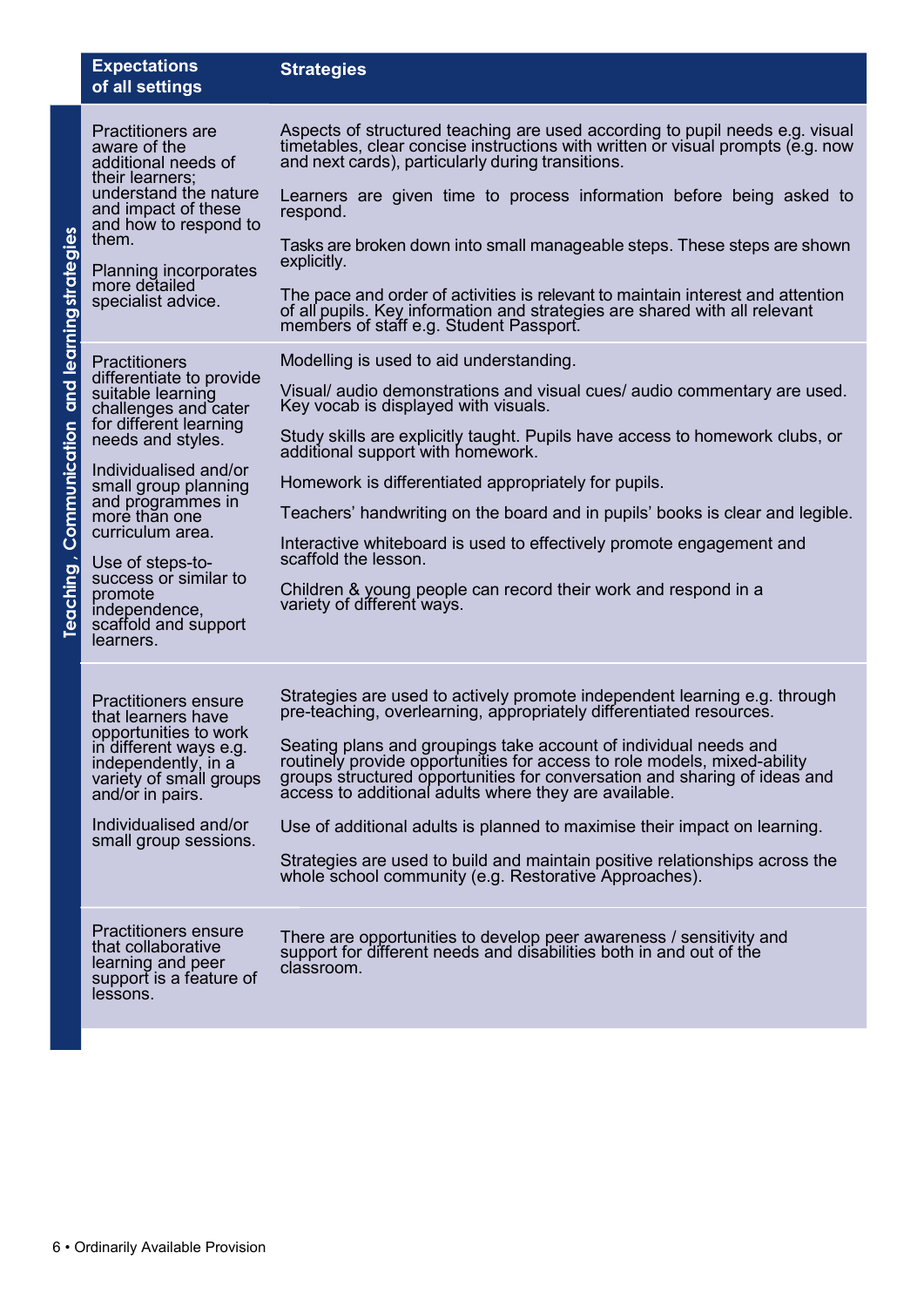**Teaching , Communication and learning strategies**

| Expectations of all settings | Strategies |
|---|---|
| Practitioners are aware of the additional needs of their learners; understand the nature and impact of these and how to respond to them.<br><br>Planning incorporates more detailed specialist advice. | Aspects of structured teaching are used according to pupil needs e.g. visual timetables, clear concise instructions with written or visual prompts (e.g. now and next cards), particularly during transitions.<br><br>Learners are given time to process information before being asked to respond.<br><br>Tasks are broken down into small manageable steps. These steps are shown explicitly.<br><br>The pace and order of activities is relevant to maintain interest and attention of all pupils. Key information and strategies are shared with all relevant members of staff e.g. Student Passport. |
| Practitioners differentiate to provide suitable learning challenges and cater for different learning needs and styles.<br><br>Individualised and/or small group planning and programmes in more than one curriculum area.<br><br>Use of steps-to-success or similar to promote independence, scaffold and support learners. | Modelling is used to aid understanding.<br><br>Visual/ audio demonstrations and visual cues/ audio commentary are used. Key vocab is displayed with visuals.<br><br>Study skills are explicitly taught. Pupils have access to homework clubs, or additional support with homework.<br><br>Homework is differentiated appropriately for pupils.<br><br>Teachers' handwriting on the board and in pupils' books is clear and legible.<br><br>Interactive whiteboard is used to effectively promote engagement and scaffold the lesson.<br><br>Children & young people can record their work and respond in a variety of different ways. |
| Practitioners ensure that learners have opportunities to work in different ways e.g. independently, in a variety of small groups and/or in pairs.<br><br>Individualised and/or small group sessions. | Strategies are used to actively promote independent learning e.g. through pre-teaching, overlearning, appropriately differentiated resources.<br><br>Seating plans and groupings take account of individual needs and routinely provide opportunities for access to role models, mixed-ability groups structured opportunities for conversation and sharing of ideas and access to additional adults where they are available.<br><br>Use of additional adults is planned to maximise their impact on learning.<br><br>Strategies are used to build and maintain positive relationships across the whole school community (e.g. Restorative Approaches). |
| Practitioners ensure that collaborative learning and peer support is a feature of lessons. | There are opportunities to develop peer awareness / sensitivity and support for different needs and disabilities both in and out of the classroom. |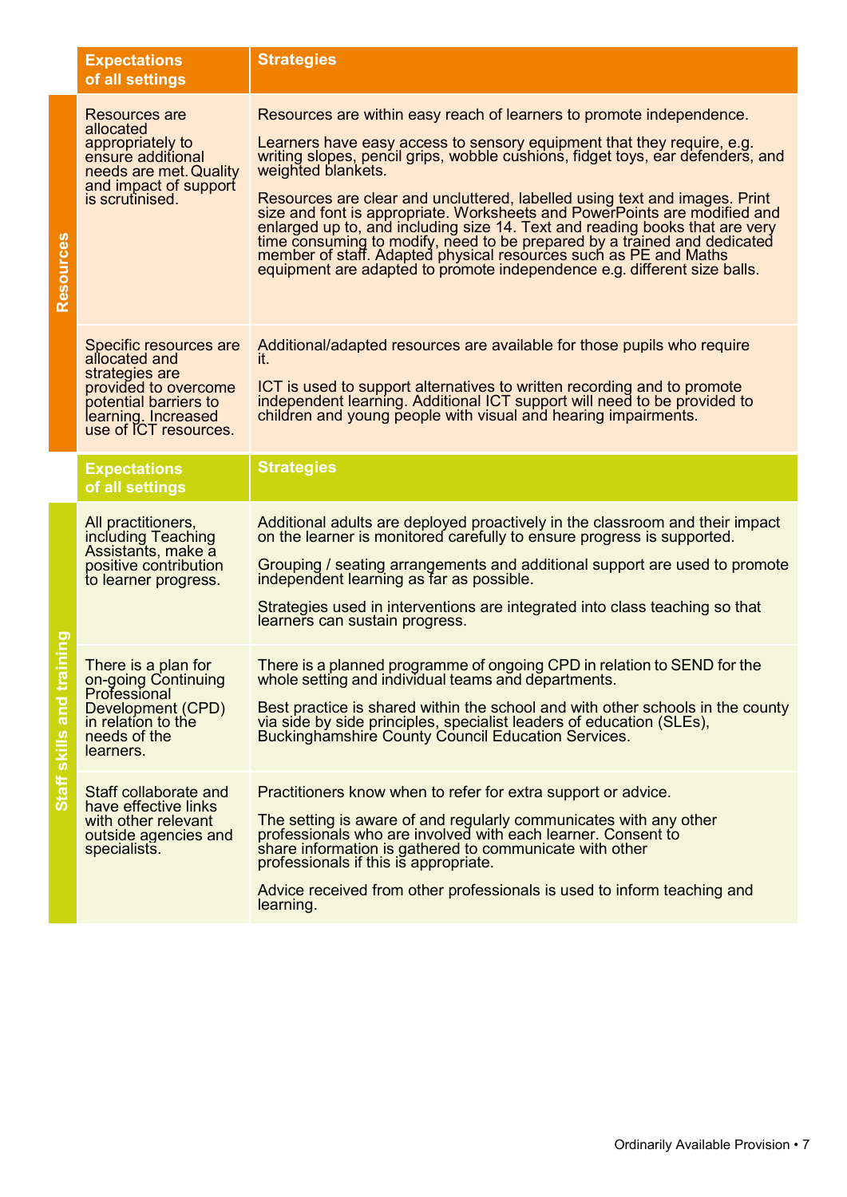## Resources

| Expectations of all settings | Strategies |
|---|---|
| Resources are allocated appropriately to ensure additional needs are met. Quality and impact of support is scrutinised. | Resources are within easy reach of learners to promote independence.<br><br>Learners have easy access to sensory equipment that they require, e.g. writing slopes, pencil grips, wobble cushions, fidget toys, ear defenders, and weighted blankets.<br><br>Resources are clear and uncluttered, labelled using text and images. Print size and font is appropriate. Worksheets and PowerPoints are modified and enlarged up to, and including size 14. Text and reading books that are very time consuming to modify, need to be prepared by a trained and dedicated member of staff. Adapted physical resources such as PE and Maths equipment are adapted to promote independence e.g. different size balls. |
| Specific resources are allocated and strategies are provided to overcome potential barriers to learning. Increased use of ICT resources. | Additional/adapted resources are available for those pupils who require it.<br><br>ICT is used to support alternatives to written recording and to promote independent learning. Additional ICT support will need to be provided to children and young people with visual and hearing impairments. |

## Staff skills and training

| Expectations of all settings | Strategies |
|---|---|
| All practitioners, including Teaching Assistants, make a positive contribution to learner progress. | Additional adults are deployed proactively in the classroom and their impact on the learner is monitored carefully to ensure progress is supported.<br><br>Grouping / seating arrangements and additional support are used to promote independent learning as far as possible.<br><br>Strategies used in interventions are integrated into class teaching so that learners can sustain progress. |
| There is a plan for on-going Continuing Professional Development (CPD) in relation to the needs of the learners. | There is a planned programme of ongoing CPD in relation to SEND for the whole setting and individual teams and departments.<br><br>Best practice is shared within the school and with other schools in the county via side by side principles, specialist leaders of education (SLEs), Buckinghamshire County Council Education Services. |
| Staff collaborate and have effective links with other relevant outside agencies and specialists. | Practitioners know when to refer for extra support or advice.<br><br>The setting is aware of and regularly communicates with any other professionals who are involved with each learner. Consent to share information is gathered to communicate with other professionals if this is appropriate.<br><br>Advice received from other professionals is used to inform teaching and learning. |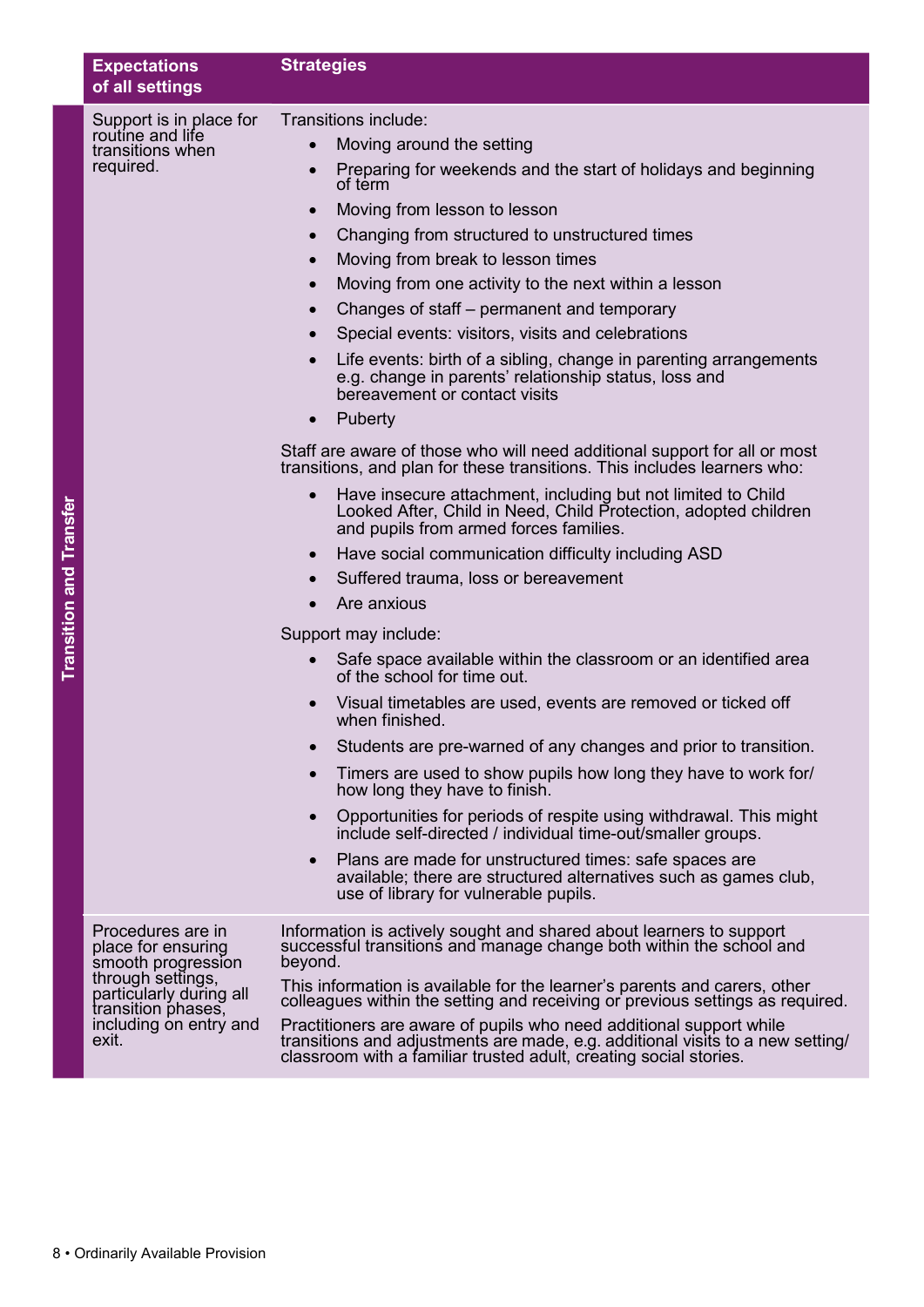| | Expectations of all settings | Strategies |
|---|---|---|
| **Transition and Transfer** | Support is in place for routine and life transitions when required. | Transitions include:<br>• Moving around the setting<br>• Preparing for weekends and the start of holidays and beginning of term<br>• Moving from lesson to lesson<br>• Changing from structured to unstructured times<br>• Moving from break to lesson times<br>• Moving from one activity to the next within a lesson<br>• Changes of staff – permanent and temporary<br>• Special events: visitors, visits and celebrations<br>• Life events: birth of a sibling, change in parenting arrangements e.g. change in parents' relationship status, loss and bereavement or contact visits<br>• Puberty<br><br>Staff are aware of those who will need additional support for all or most transitions, and plan for these transitions. This includes learners who:<br>• Have insecure attachment, including but not limited to Child Looked After, Child in Need, Child Protection, adopted children and pupils from armed forces families.<br>• Have social communication difficulty including ASD<br>• Suffered trauma, loss or bereavement<br>• Are anxious<br><br>Support may include:<br>• Safe space available within the classroom or an identified area of the school for time out.<br>• Visual timetables are used, events are removed or ticked off when finished.<br>• Students are pre-warned of any changes and prior to transition.<br>• Timers are used to show pupils how long they have to work for/ how long they have to finish.<br>• Opportunities for periods of respite using withdrawal. This might include self-directed / individual time-out/smaller groups.<br>• Plans are made for unstructured times: safe spaces are available; there are structured alternatives such as games club, use of library for vulnerable pupils. |
| | Procedures are in place for ensuring smooth progression through settings, particularly during all transition phases, including on entry and exit. | Information is actively sought and shared about learners to support successful transitions and manage change both within the school and beyond.<br><br>This information is available for the learner's parents and carers, other colleagues within the setting and receiving or previous settings as required.<br><br>Practitioners are aware of pupils who need additional support while transitions and adjustments are made, e.g. additional visits to a new setting/ classroom with a familiar trusted adult, creating social stories. |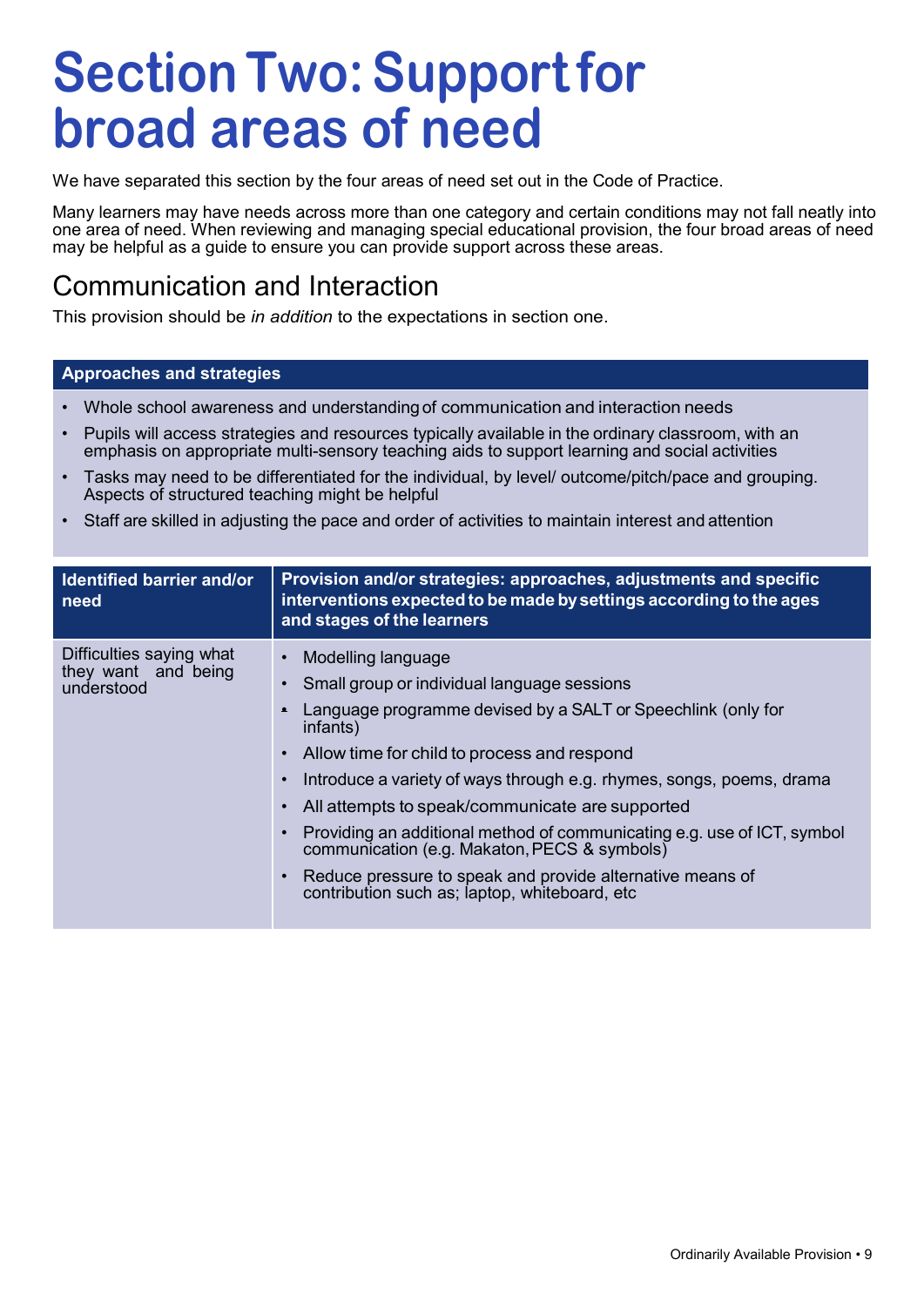# Section Two: Support for broad areas of need

We have separated this section by the four areas of need set out in the Code of Practice.

Many learners may have needs across more than one category and certain conditions may not fall neatly into one area of need. When reviewing and managing special educational provision, the four broad areas of need may be helpful as a guide to ensure you can provide support across these areas.

## Communication and Interaction

This provision should be *in addition* to the expectations in section one.

| Approaches and strategies |
|---|
| • Whole school awareness and understanding of communication and interaction needs<br>• Pupils will access strategies and resources typically available in the ordinary classroom, with an emphasis on appropriate multi-sensory teaching aids to support learning and social activities<br>• Tasks may need to be differentiated for the individual, by level/ outcome/pitch/pace and grouping. Aspects of structured teaching might be helpful<br>• Staff are skilled in adjusting the pace and order of activities to maintain interest and attention |

| Identified barrier and/or need | Provision and/or strategies: approaches, adjustments and specific interventions expected to be made by settings according to the ages and stages of the learners |
|---|---|
| Difficulties saying what they want and being understood | • Modelling language<br>• Small group or individual language sessions<br>• Language programme devised by a SALT or Speechlink (only for infants)<br>• Allow time for child to process and respond<br>• Introduce a variety of ways through e.g. rhymes, songs, poems, drama<br>• All attempts to speak/communicate are supported<br>• Providing an additional method of communicating e.g. use of ICT, symbol communication (e.g. Makaton, PECS & symbols)<br>• Reduce pressure to speak and provide alternative means of contribution such as; laptop, whiteboard, etc |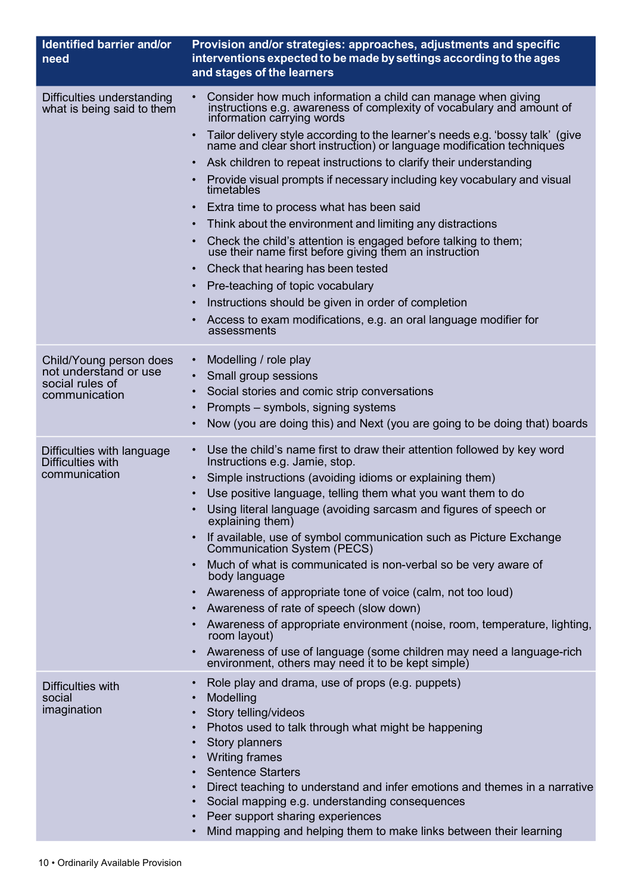| Identified barrier and/or need | Provision and/or strategies: approaches, adjustments and specific interventions expected to be made by settings according to the ages and stages of the learners |
|---|---|
| Difficulties understanding what is being said to them | • Consider how much information a child can manage when giving instructions e.g. awareness of complexity of vocabulary and amount of information carrying words<br>• Tailor delivery style according to the learner's needs e.g. 'bossy talk' (give name and clear short instruction) or language modification techniques<br>• Ask children to repeat instructions to clarify their understanding<br>• Provide visual prompts if necessary including key vocabulary and visual timetables<br>• Extra time to process what has been said<br>• Think about the environment and limiting any distractions<br>• Check the child's attention is engaged before talking to them; use their name first before giving them an instruction<br>• Check that hearing has been tested<br>• Pre-teaching of topic vocabulary<br>• Instructions should be given in order of completion<br>• Access to exam modifications, e.g. an oral language modifier for assessments |
| Child/Young person does not understand or use social rules of communication | • Modelling / role play<br>• Small group sessions<br>• Social stories and comic strip conversations<br>• Prompts – symbols, signing systems<br>• Now (you are doing this) and Next (you are going to be doing that) boards |
| Difficulties with language<br>Difficulties with communication | • Use the child's name first to draw their attention followed by key word Instructions e.g. Jamie, stop.<br>• Simple instructions (avoiding idioms or explaining them)<br>• Use positive language, telling them what you want them to do<br>• Using literal language (avoiding sarcasm and figures of speech or explaining them)<br>• If available, use of symbol communication such as Picture Exchange Communication System (PECS)<br>• Much of what is communicated is non-verbal so be very aware of body language<br>• Awareness of appropriate tone of voice (calm, not too loud)<br>• Awareness of rate of speech (slow down)<br>• Awareness of appropriate environment (noise, room, temperature, lighting, room layout)<br>• Awareness of use of language (some children may need a language-rich environment, others may need it to be kept simple) |
| Difficulties with social imagination | • Role play and drama, use of props (e.g. puppets)<br>• Modelling<br>• Story telling/videos<br>• Photos used to talk through what might be happening<br>• Story planners<br>• Writing frames<br>• Sentence Starters<br>• Direct teaching to understand and infer emotions and themes in a narrative<br>• Social mapping e.g. understanding consequences<br>• Peer support sharing experiences<br>• Mind mapping and helping them to make links between their learning |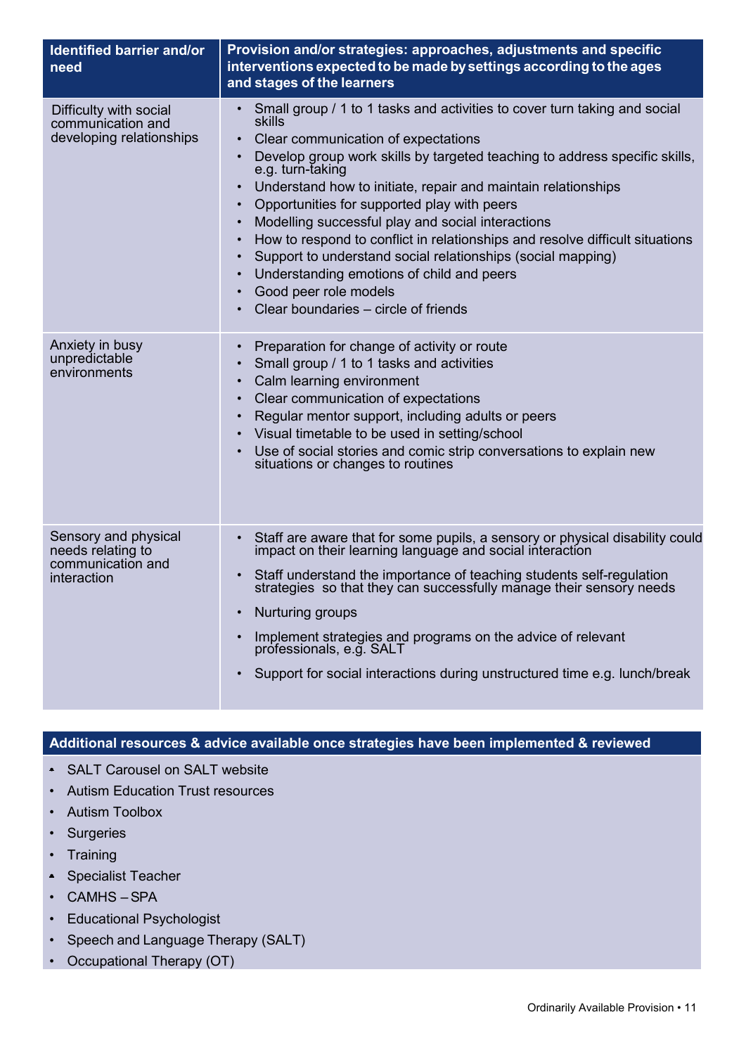| Identified barrier and/or need | Provision and/or strategies: approaches, adjustments and specific interventions expected to be made by settings according to the ages and stages of the learners |
|---|---|
| Difficulty with social communication and developing relationships | • Small group / 1 to 1 tasks and activities to cover turn taking and social skills<br>• Clear communication of expectations<br>• Develop group work skills by targeted teaching to address specific skills, e.g. turn-taking<br>• Understand how to initiate, repair and maintain relationships<br>• Opportunities for supported play with peers<br>• Modelling successful play and social interactions<br>• How to respond to conflict in relationships and resolve difficult situations<br>• Support to understand social relationships (social mapping)<br>• Understanding emotions of child and peers<br>• Good peer role models<br>• Clear boundaries – circle of friends |
| Anxiety in busy unpredictable environments | • Preparation for change of activity or route<br>• Small group / 1 to 1 tasks and activities<br>• Calm learning environment<br>• Clear communication of expectations<br>• Regular mentor support, including adults or peers<br>• Visual timetable to be used in setting/school<br>• Use of social stories and comic strip conversations to explain new situations or changes to routines |
| Sensory and physical needs relating to communication and interaction | • Staff are aware that for some pupils, a sensory or physical disability could impact on their learning language and social interaction<br>• Staff understand the importance of teaching students self-regulation strategies so that they can successfully manage their sensory needs<br>• Nurturing groups<br>• Implement strategies and programs on the advice of relevant professionals, e.g. SALT<br>• Support for social interactions during unstructured time e.g. lunch/break |

**Additional resources & advice available once strategies have been implemented & reviewed**

- SALT Carousel on SALT website
- Autism Education Trust resources
- Autism Toolbox
- Surgeries
- Training
- Specialist Teacher
- CAMHS – SPA
- Educational Psychologist
- Speech and Language Therapy (SALT)
- Occupational Therapy (OT)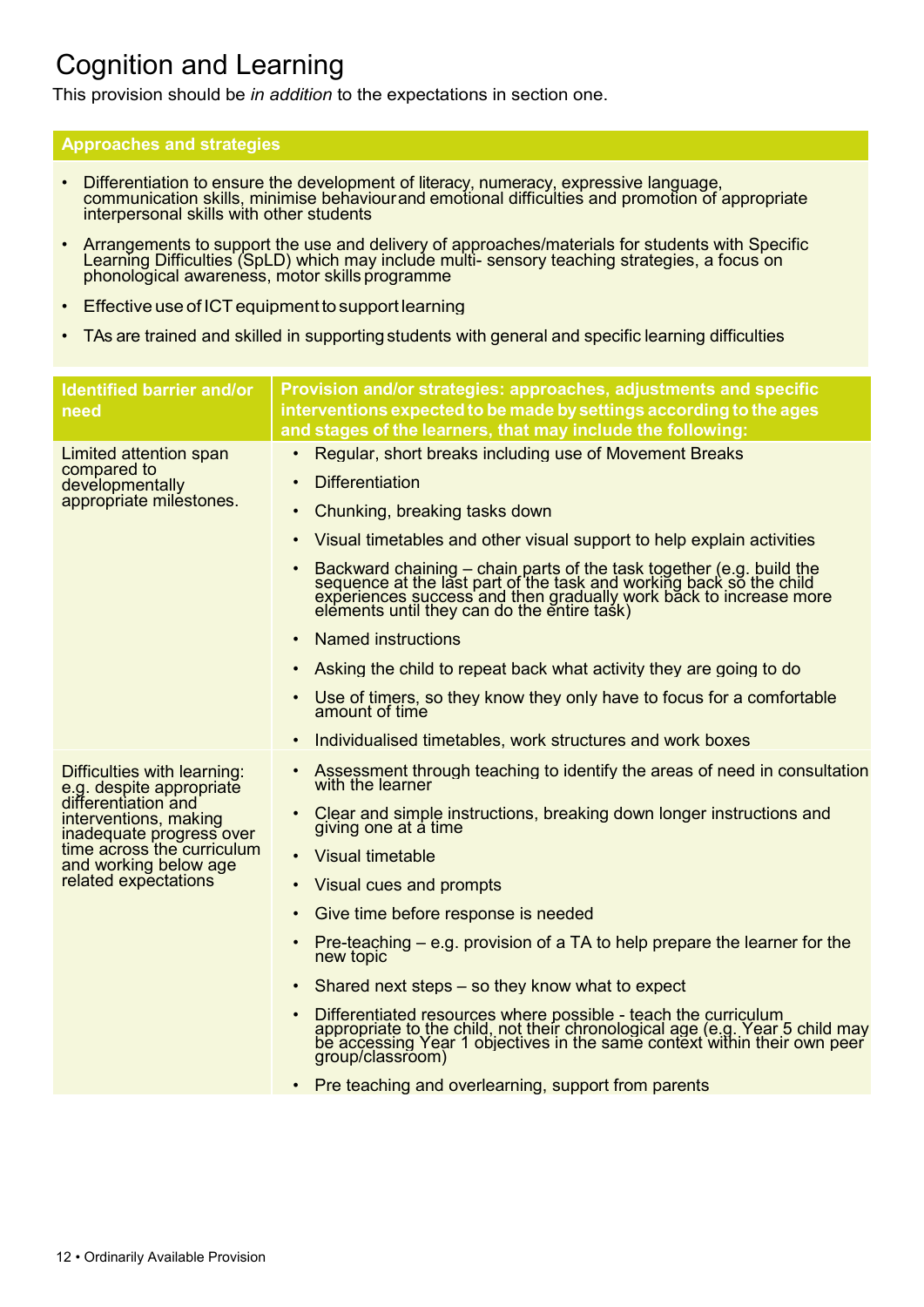# Cognition and Learning

This provision should be *in addition* to the expectations in section one.

## Approaches and strategies

- Differentiation to ensure the development of literacy, numeracy, expressive language, communication skills, minimise behaviour and emotional difficulties and promotion of appropriate interpersonal skills with other students
- Arrangements to support the use and delivery of approaches/materials for students with Specific Learning Difficulties (SpLD) which may include multi- sensory teaching strategies, a focus on phonological awareness, motor skills programme
- Effective use of ICT equipment to support learning
- TAs are trained and skilled in supporting students with general and specific learning difficulties

| Identified barrier and/or need | Provision and/or strategies: approaches, adjustments and specific interventions expected to be made by settings according to the ages and stages of the learners, that may include the following: |
|---|---|
| Limited attention span compared to developmentally appropriate milestones. | • Regular, short breaks including use of Movement Breaks<br>• Differentiation<br>• Chunking, breaking tasks down<br>• Visual timetables and other visual support to help explain activities<br>• Backward chaining – chain parts of the task together (e.g. build the sequence at the last part of the task and working back so the child experiences success and then gradually work back to increase more elements until they can do the entire task)<br>• Named instructions<br>• Asking the child to repeat back what activity they are going to do<br>• Use of timers, so they know they only have to focus for a comfortable amount of time<br>• Individualised timetables, work structures and work boxes |
| Difficulties with learning: e.g. despite appropriate differentiation and interventions, making inadequate progress over time across the curriculum and working below age related expectations | • Assessment through teaching to identify the areas of need in consultation with the learner<br>• Clear and simple instructions, breaking down longer instructions and giving one at a time<br>• Visual timetable<br>• Visual cues and prompts<br>• Give time before response is needed<br>• Pre-teaching – e.g. provision of a TA to help prepare the learner for the new topic<br>• Shared next steps – so they know what to expect<br>• Differentiated resources where possible - teach the curriculum appropriate to the child, not their chronological age (e.g. Year 5 child may be accessing Year 1 objectives in the same context within their own peer group/classroom)<br>• Pre teaching and overlearning, support from parents |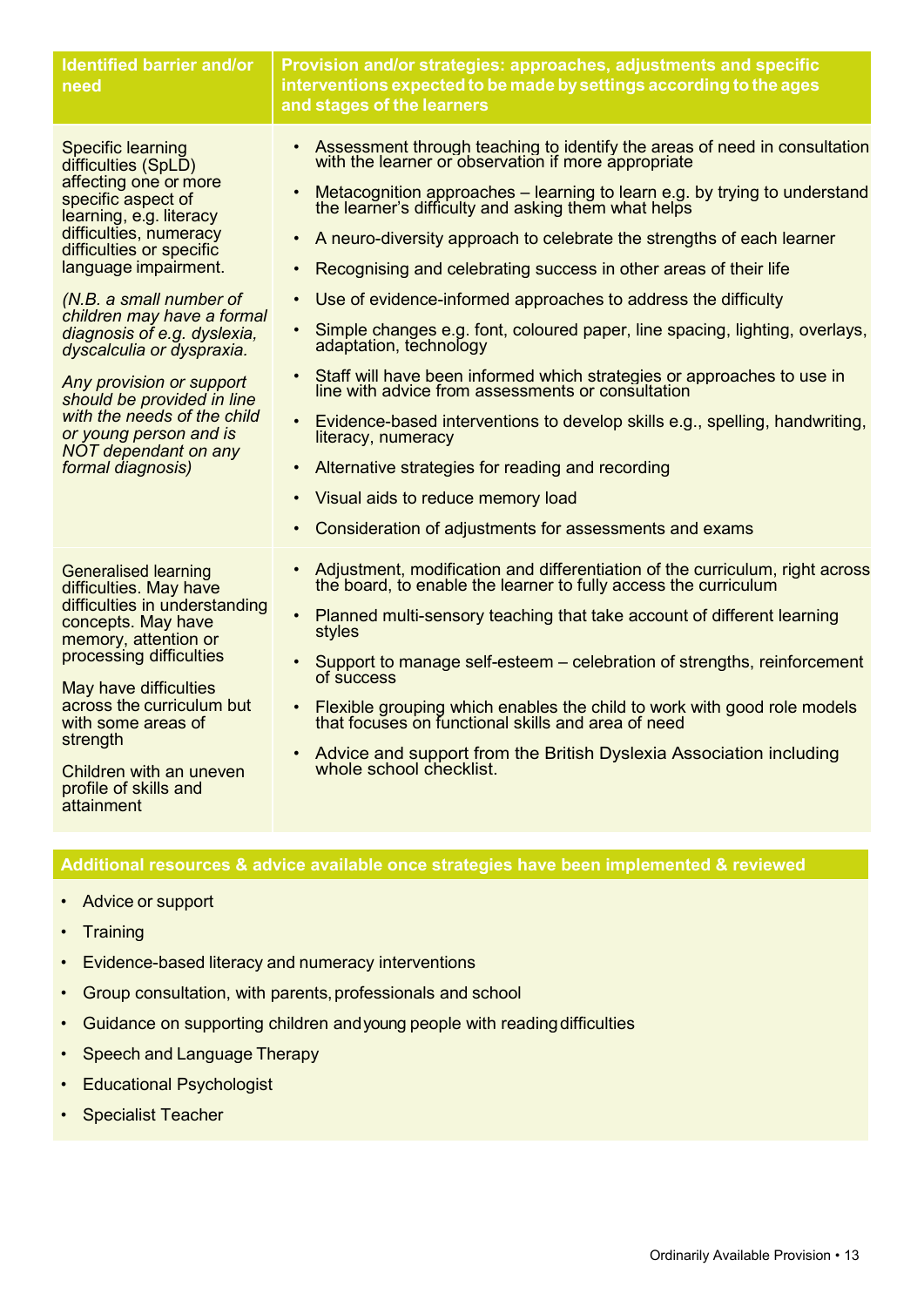| Identified barrier and/or need | Provision and/or strategies: approaches, adjustments and specific interventions expected to be made by settings according to the ages and stages of the learners |
|---|---|
| Specific learning difficulties (SpLD) affecting one or more specific aspect of learning, e.g. literacy difficulties, numeracy difficulties or specific language impairment.<br><br>*(N.B. a small number of children may have a formal diagnosis of e.g. dyslexia, dyscalculia or dyspraxia.*<br><br>*Any provision or support should be provided in line with the needs of the child or young person and is NOT dependant on any formal diagnosis)* | • Assessment through teaching to identify the areas of need in consultation with the learner or observation if more appropriate<br>• Metacognition approaches – learning to learn e.g. by trying to understand the learner's difficulty and asking them what helps<br>• A neuro-diversity approach to celebrate the strengths of each learner<br>• Recognising and celebrating success in other areas of their life<br>• Use of evidence-informed approaches to address the difficulty<br>• Simple changes e.g. font, coloured paper, line spacing, lighting, overlays, adaptation, technology<br>• Staff will have been informed which strategies or approaches to use in line with advice from assessments or consultation<br>• Evidence-based interventions to develop skills e.g., spelling, handwriting, literacy, numeracy<br>• Alternative strategies for reading and recording<br>• Visual aids to reduce memory load<br>• Consideration of adjustments for assessments and exams |
| Generalised learning difficulties. May have difficulties in understanding concepts. May have memory, attention or processing difficulties<br><br>May have difficulties across the curriculum but with some areas of strength<br><br>Children with an uneven profile of skills and attainment | • Adjustment, modification and differentiation of the curriculum, right across the board, to enable the learner to fully access the curriculum<br>• Planned multi-sensory teaching that take account of different learning styles<br>• Support to manage self-esteem – celebration of strengths, reinforcement of success<br>• Flexible grouping which enables the child to work with good role models that focuses on functional skills and area of need<br>• Advice and support from the British Dyslexia Association including whole school checklist. |

**Additional resources & advice available once strategies have been implemented & reviewed**

- Advice or support
- Training
- Evidence-based literacy and numeracy interventions
- Group consultation, with parents, professionals and school
- Guidance on supporting children and young people with reading difficulties
- Speech and Language Therapy
- Educational Psychologist
- Specialist Teacher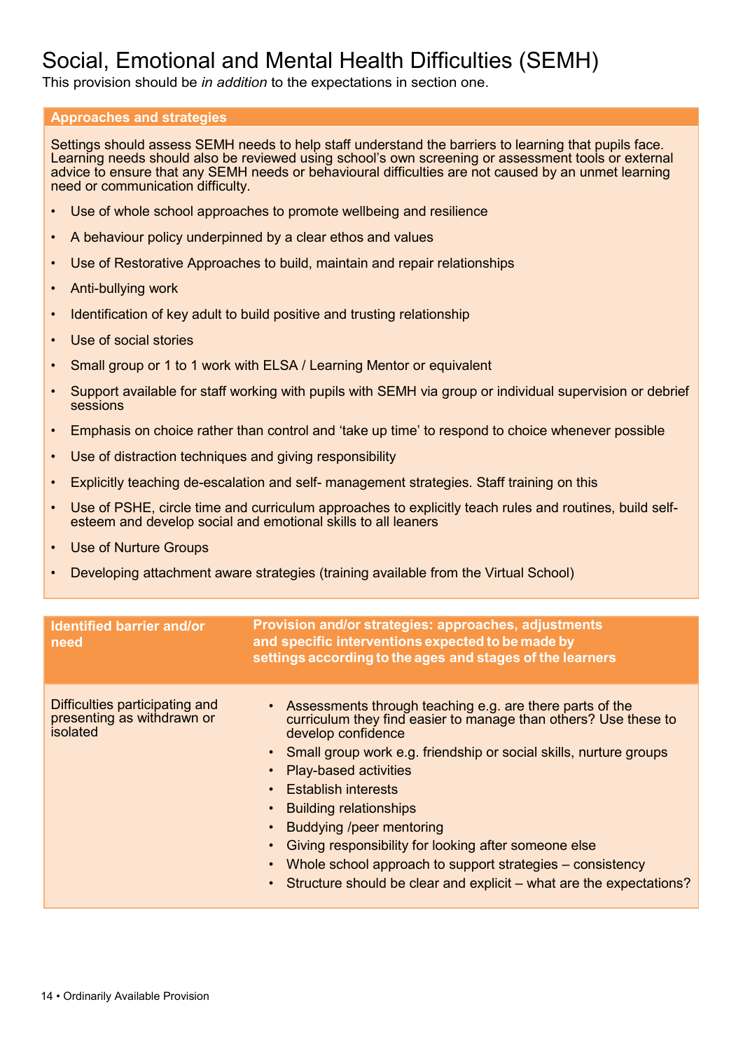# Social, Emotional and Mental Health Difficulties (SEMH)

This provision should be *in addition* to the expectations in section one.

**Approaches and strategies**

Settings should assess SEMH needs to help staff understand the barriers to learning that pupils face. Learning needs should also be reviewed using school's own screening or assessment tools or external advice to ensure that any SEMH needs or behavioural difficulties are not caused by an unmet learning need or communication difficulty.

- Use of whole school approaches to promote wellbeing and resilience
- A behaviour policy underpinned by a clear ethos and values
- Use of Restorative Approaches to build, maintain and repair relationships
- Anti-bullying work
- Identification of key adult to build positive and trusting relationship
- Use of social stories
- Small group or 1 to 1 work with ELSA / Learning Mentor or equivalent
- Support available for staff working with pupils with SEMH via group or individual supervision or debrief sessions
- Emphasis on choice rather than control and 'take up time' to respond to choice whenever possible
- Use of distraction techniques and giving responsibility
- Explicitly teaching de-escalation and self- management strategies. Staff training on this
- Use of PSHE, circle time and curriculum approaches to explicitly teach rules and routines, build self-esteem and develop social and emotional skills to all leaners
- Use of Nurture Groups
- Developing attachment aware strategies (training available from the Virtual School)

| Identified barrier and/or need | Provision and/or strategies: approaches, adjustments and specific interventions expected to be made by settings according to the ages and stages of the learners |
|---|---|
| Difficulties participating and presenting as withdrawn or isolated | • Assessments through teaching e.g. are there parts of the curriculum they find easier to manage than others? Use these to develop confidence<br>• Small group work e.g. friendship or social skills, nurture groups<br>• Play-based activities<br>• Establish interests<br>• Building relationships<br>• Buddying /peer mentoring<br>• Giving responsibility for looking after someone else<br>• Whole school approach to support strategies – consistency<br>• Structure should be clear and explicit – what are the expectations? |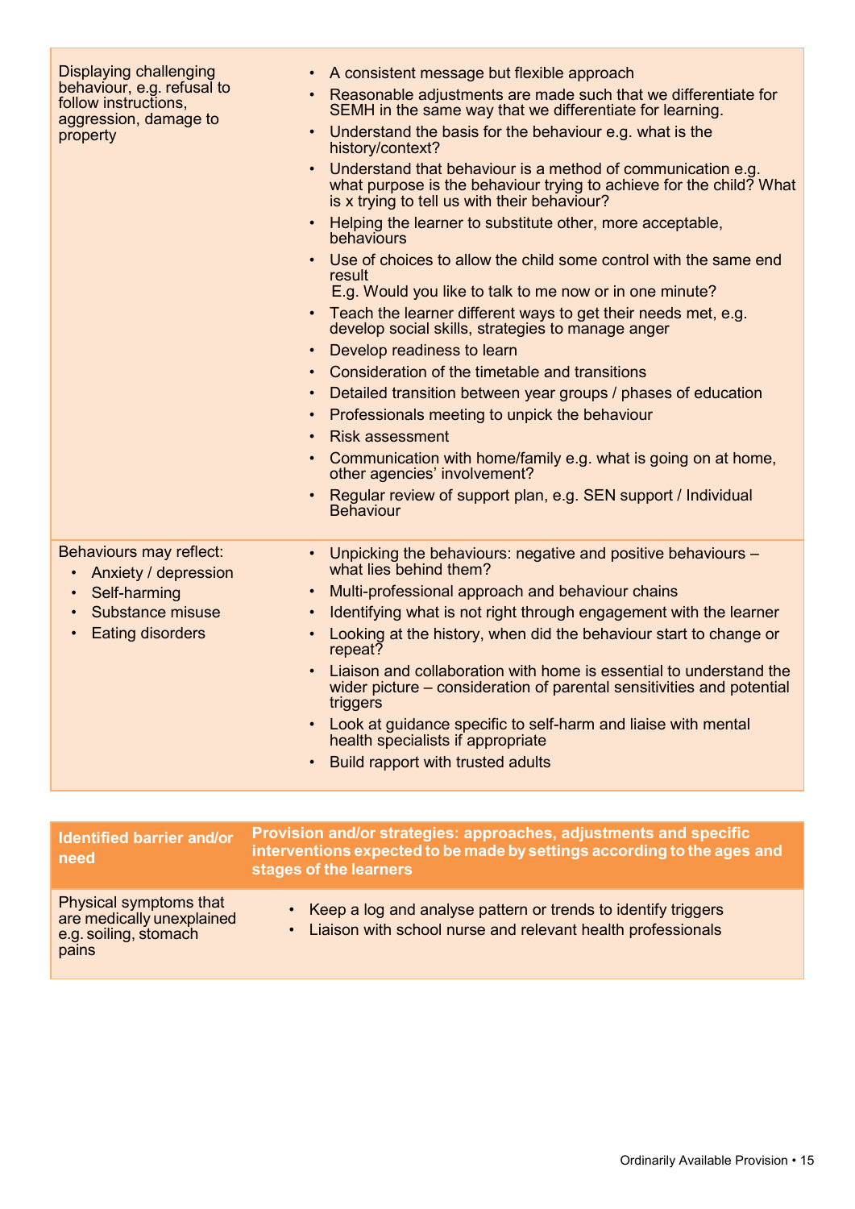| | |
|---|---|
| Displaying challenging behaviour, e.g. refusal to follow instructions, aggression, damage to property | • A consistent message but flexible approach<br>• Reasonable adjustments are made such that we differentiate for SEMH in the same way that we differentiate for learning.<br>• Understand the basis for the behaviour e.g. what is the history/context?<br>• Understand that behaviour is a method of communication e.g. what purpose is the behaviour trying to achieve for the child? What is x trying to tell us with their behaviour?<br>• Helping the learner to substitute other, more acceptable, behaviours<br>• Use of choices to allow the child some control with the same end result E.g. Would you like to talk to me now or in one minute?<br>• Teach the learner different ways to get their needs met, e.g. develop social skills, strategies to manage anger<br>• Develop readiness to learn<br>• Consideration of the timetable and transitions<br>• Detailed transition between year groups / phases of education<br>• Professionals meeting to unpick the behaviour<br>• Risk assessment<br>• Communication with home/family e.g. what is going on at home, other agencies' involvement?<br>• Regular review of support plan, e.g. SEN support / Individual Behaviour |
| Behaviours may reflect:<br>• Anxiety / depression<br>• Self-harming<br>• Substance misuse<br>• Eating disorders | • Unpicking the behaviours: negative and positive behaviours – what lies behind them?<br>• Multi-professional approach and behaviour chains<br>• Identifying what is not right through engagement with the learner<br>• Looking at the history, when did the behaviour start to change or repeat?<br>• Liaison and collaboration with home is essential to understand the wider picture – consideration of parental sensitivities and potential triggers<br>• Look at guidance specific to self-harm and liaise with mental health specialists if appropriate<br>• Build rapport with trusted adults |

| Identified barrier and/or need | Provision and/or strategies: approaches, adjustments and specific interventions expected to be made by settings according to the ages and stages of the learners |
|---|---|
| Physical symptoms that are medically unexplained e.g. soiling, stomach pains | • Keep a log and analyse pattern or trends to identify triggers<br>• Liaison with school nurse and relevant health professionals |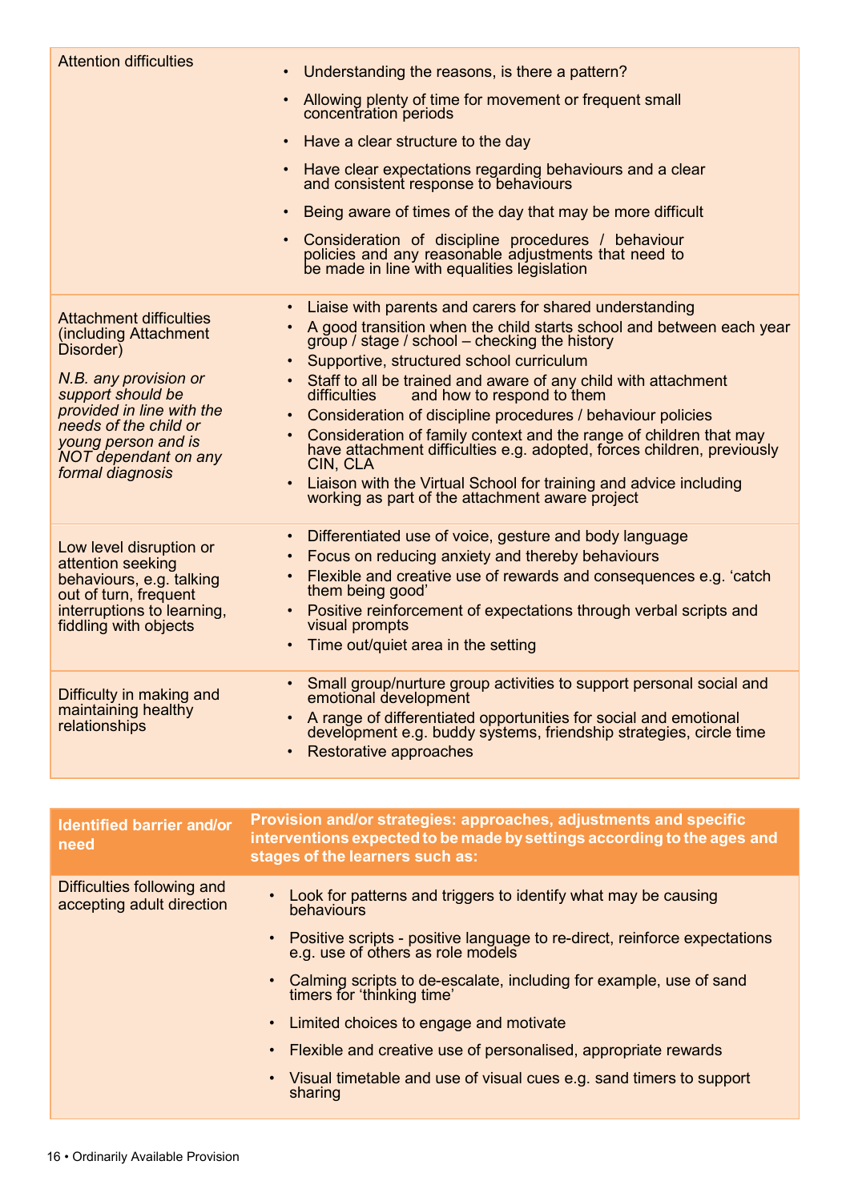| Identified barrier and/or need | Provision and/or strategies: approaches, adjustments and specific interventions expected to be made by settings according to the ages and stages of the learners such as: |
| --- | --- |
| Attention difficulties | • Understanding the reasons, is there a pattern?<br>• Allowing plenty of time for movement or frequent small concentration periods<br>• Have a clear structure to the day<br>• Have clear expectations regarding behaviours and a clear and consistent response to behaviours<br>• Being aware of times of the day that may be more difficult<br>• Consideration of discipline procedures / behaviour policies and any reasonable adjustments that need to be made in line with equalities legislation |
| Attachment difficulties (including Attachment Disorder)<br><br>*N.B. any provision or support should be provided in line with the needs of the child or young person and is NOT dependant on any formal diagnosis* | • Liaise with parents and carers for shared understanding<br>• A good transition when the child starts school and between each year group / stage / school – checking the history<br>• Supportive, structured school curriculum<br>• Staff to all be trained and aware of any child with attachment difficulties and how to respond to them<br>• Consideration of discipline procedures / behaviour policies<br>• Consideration of family context and the range of children that may have attachment difficulties e.g. adopted, forces children, previously CIN, CLA<br>• Liaison with the Virtual School for training and advice including working as part of the attachment aware project |
| Low level disruption or attention seeking behaviours, e.g. talking out of turn, frequent interruptions to learning, fiddling with objects | • Differentiated use of voice, gesture and body language<br>• Focus on reducing anxiety and thereby behaviours<br>• Flexible and creative use of rewards and consequences e.g. 'catch them being good'<br>• Positive reinforcement of expectations through verbal scripts and visual prompts<br>• Time out/quiet area in the setting |
| Difficulty in making and maintaining healthy relationships | • Small group/nurture group activities to support personal social and emotional development<br>• A range of differentiated opportunities for social and emotional development e.g. buddy systems, friendship strategies, circle time<br>• Restorative approaches |
| Difficulties following and accepting adult direction | • Look for patterns and triggers to identify what may be causing behaviours<br>• Positive scripts - positive language to re-direct, reinforce expectations e.g. use of others as role models<br>• Calming scripts to de-escalate, including for example, use of sand timers for 'thinking time'<br>• Limited choices to engage and motivate<br>• Flexible and creative use of personalised, appropriate rewards<br>• Visual timetable and use of visual cues e.g. sand timers to support sharing |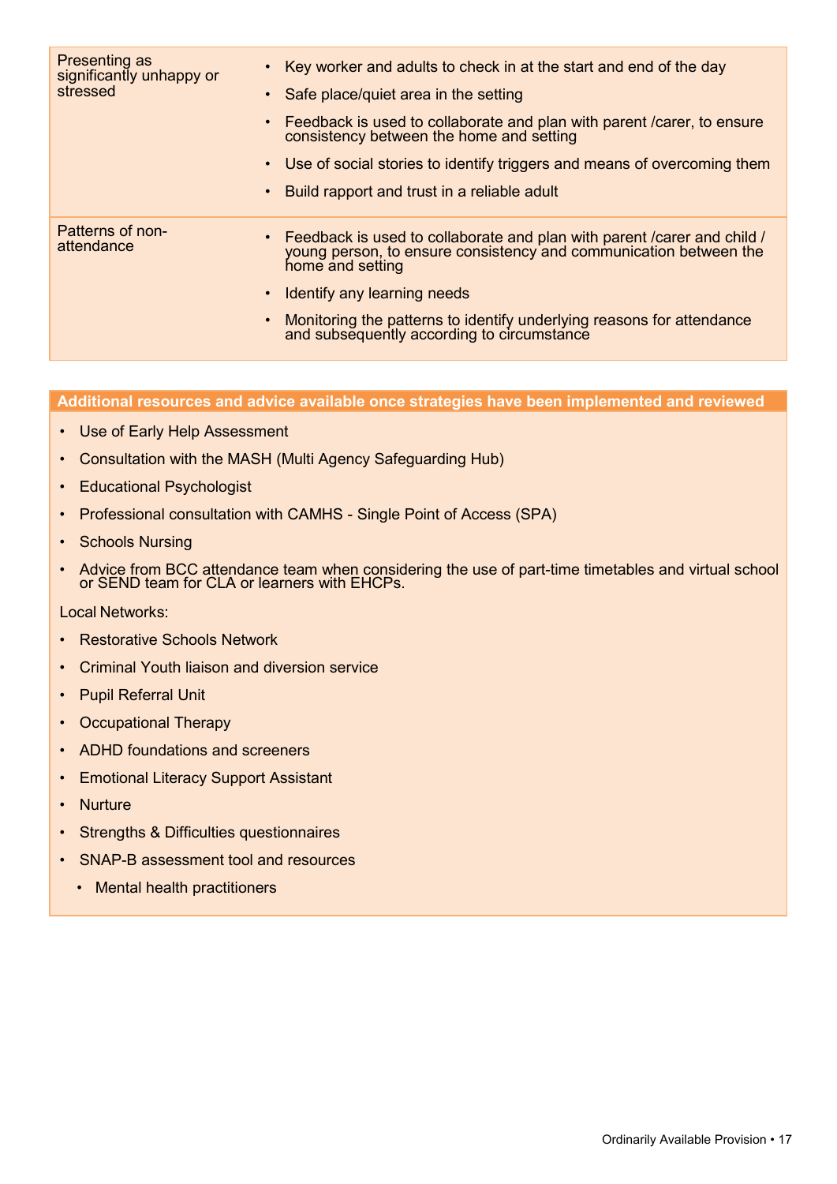| | |
|---|---|
| Presenting as significantly unhappy or stressed | • Key worker and adults to check in at the start and end of the day<br>• Safe place/quiet area in the setting<br>• Feedback is used to collaborate and plan with parent /carer, to ensure consistency between the home and setting<br>• Use of social stories to identify triggers and means of overcoming them<br>• Build rapport and trust in a reliable adult |
| Patterns of non-attendance | • Feedback is used to collaborate and plan with parent /carer and child / young person, to ensure consistency and communication between the home and setting<br>• Identify any learning needs<br>• Monitoring the patterns to identify underlying reasons for attendance and subsequently according to circumstance |

**Additional resources and advice available once strategies have been implemented and reviewed**

- Use of Early Help Assessment
- Consultation with the MASH (Multi Agency Safeguarding Hub)
- Educational Psychologist
- Professional consultation with CAMHS - Single Point of Access (SPA)
- Schools Nursing
- Advice from BCC attendance team when considering the use of part-time timetables and virtual school or SEND team for CLA or learners with EHCPs.

Local Networks:

- Restorative Schools Network
- Criminal Youth liaison and diversion service
- Pupil Referral Unit
- Occupational Therapy
- ADHD foundations and screeners
- Emotional Literacy Support Assistant
- Nurture
- Strengths & Difficulties questionnaires
- SNAP-B assessment tool and resources
  - Mental health practitioners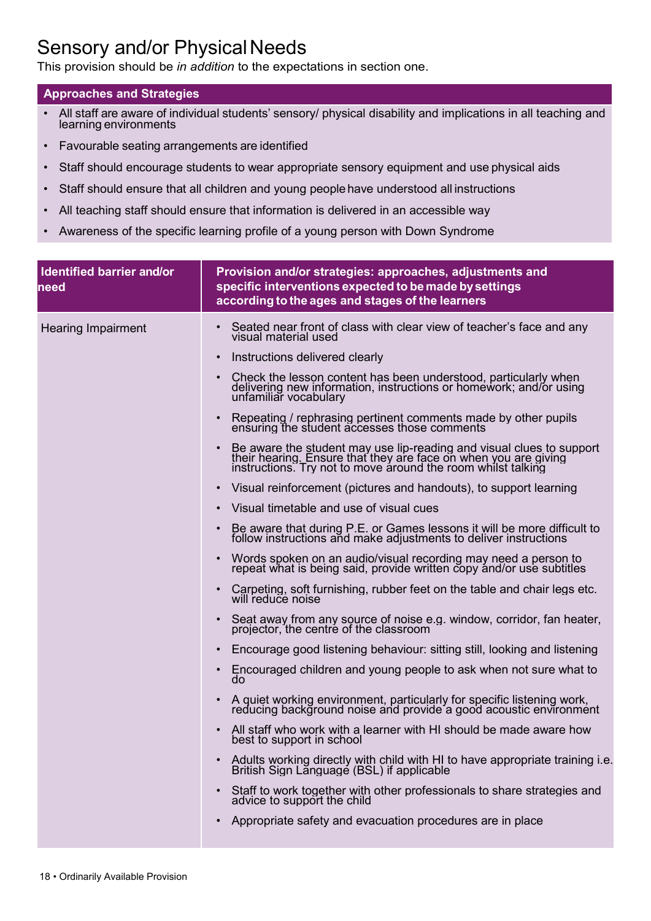# Sensory and/or Physical Needs

This provision should be *in addition* to the expectations in section one.

**Approaches and Strategies**

- All staff are aware of individual students' sensory/ physical disability and implications in all teaching and learning environments
- Favourable seating arrangements are identified
- Staff should encourage students to wear appropriate sensory equipment and use physical aids
- Staff should ensure that all children and young people have understood all instructions
- All teaching staff should ensure that information is delivered in an accessible way
- Awareness of the specific learning profile of a young person with Down Syndrome

| Identified barrier and/or need | Provision and/or strategies: approaches, adjustments and specific interventions expected to be made by settings according to the ages and stages of the learners |
|---|---|
| Hearing Impairment | • Seated near front of class with clear view of teacher's face and any visual material used<br>• Instructions delivered clearly<br>• Check the lesson content has been understood, particularly when delivering new information, instructions or homework; and/or using unfamiliar vocabulary<br>• Repeating / rephrasing pertinent comments made by other pupils ensuring the student accesses those comments<br>• Be aware the student may use lip-reading and visual clues to support their hearing. Ensure that they are face on when you are giving instructions. Try not to move around the room whilst talking<br>• Visual reinforcement (pictures and handouts), to support learning<br>• Visual timetable and use of visual cues<br>• Be aware that during P.E. or Games lessons it will be more difficult to follow instructions and make adjustments to deliver instructions<br>• Words spoken on an audio/visual recording may need a person to repeat what is being said, provide written copy and/or use subtitles<br>• Carpeting, soft furnishing, rubber feet on the table and chair legs etc. will reduce noise<br>• Seat away from any source of noise e.g. window, corridor, fan heater, projector, the centre of the classroom<br>• Encourage good listening behaviour: sitting still, looking and listening<br>• Encouraged children and young people to ask when not sure what to do<br>• A quiet working environment, particularly for specific listening work, reducing background noise and provide a good acoustic environment<br>• All staff who work with a learner with HI should be made aware how best to support in school<br>• Adults working directly with child with HI to have appropriate training i.e. British Sign Language (BSL) if applicable<br>• Staff to work together with other professionals to share strategies and advice to support the child<br>• Appropriate safety and evacuation procedures are in place |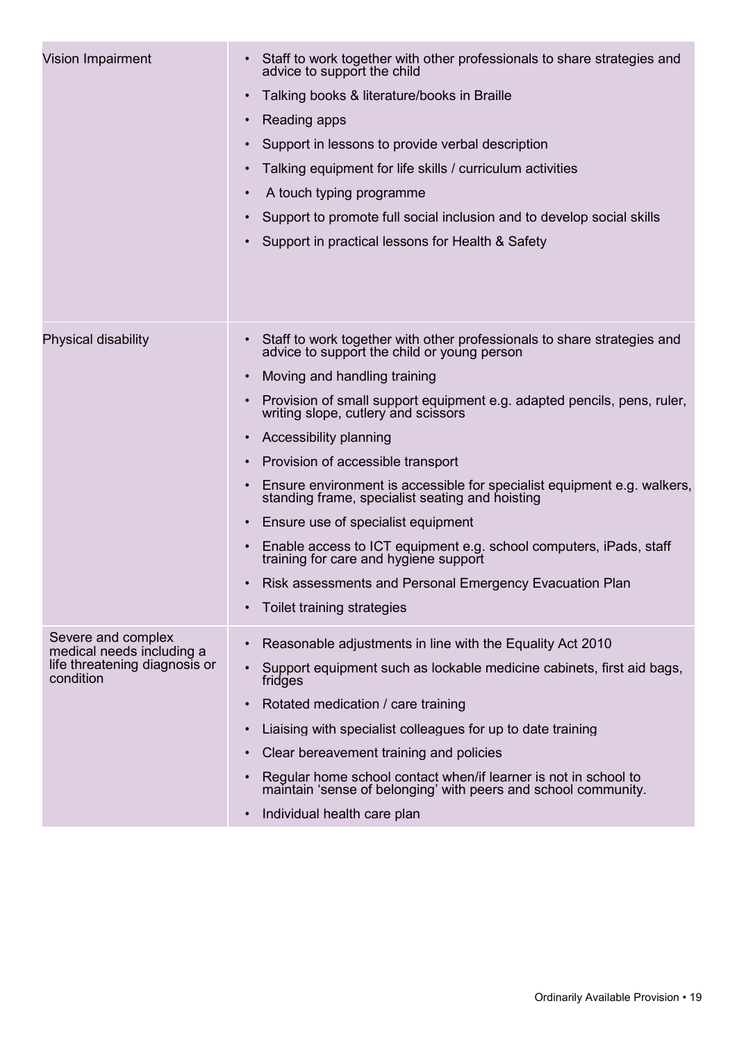| | |
|---|---|
| Vision Impairment | • Staff to work together with other professionals to share strategies and advice to support the child<br>• Talking books & literature/books in Braille<br>• Reading apps<br>• Support in lessons to provide verbal description<br>• Talking equipment for life skills / curriculum activities<br>• A touch typing programme<br>• Support to promote full social inclusion and to develop social skills<br>• Support in practical lessons for Health & Safety |
| Physical disability | • Staff to work together with other professionals to share strategies and advice to support the child or young person<br>• Moving and handling training<br>• Provision of small support equipment e.g. adapted pencils, pens, ruler, writing slope, cutlery and scissors<br>• Accessibility planning<br>• Provision of accessible transport<br>• Ensure environment is accessible for specialist equipment e.g. walkers, standing frame, specialist seating and hoisting<br>• Ensure use of specialist equipment<br>• Enable access to ICT equipment e.g. school computers, iPads, staff training for care and hygiene support<br>• Risk assessments and Personal Emergency Evacuation Plan<br>• Toilet training strategies |
| Severe and complex medical needs including a life threatening diagnosis or condition | • Reasonable adjustments in line with the Equality Act 2010<br>• Support equipment such as lockable medicine cabinets, first aid bags, fridges<br>• Rotated medication / care training<br>• Liaising with specialist colleagues for up to date training<br>• Clear bereavement training and policies<br>• Regular home school contact when/if learner is not in school to maintain 'sense of belonging' with peers and school community.<br>• Individual health care plan |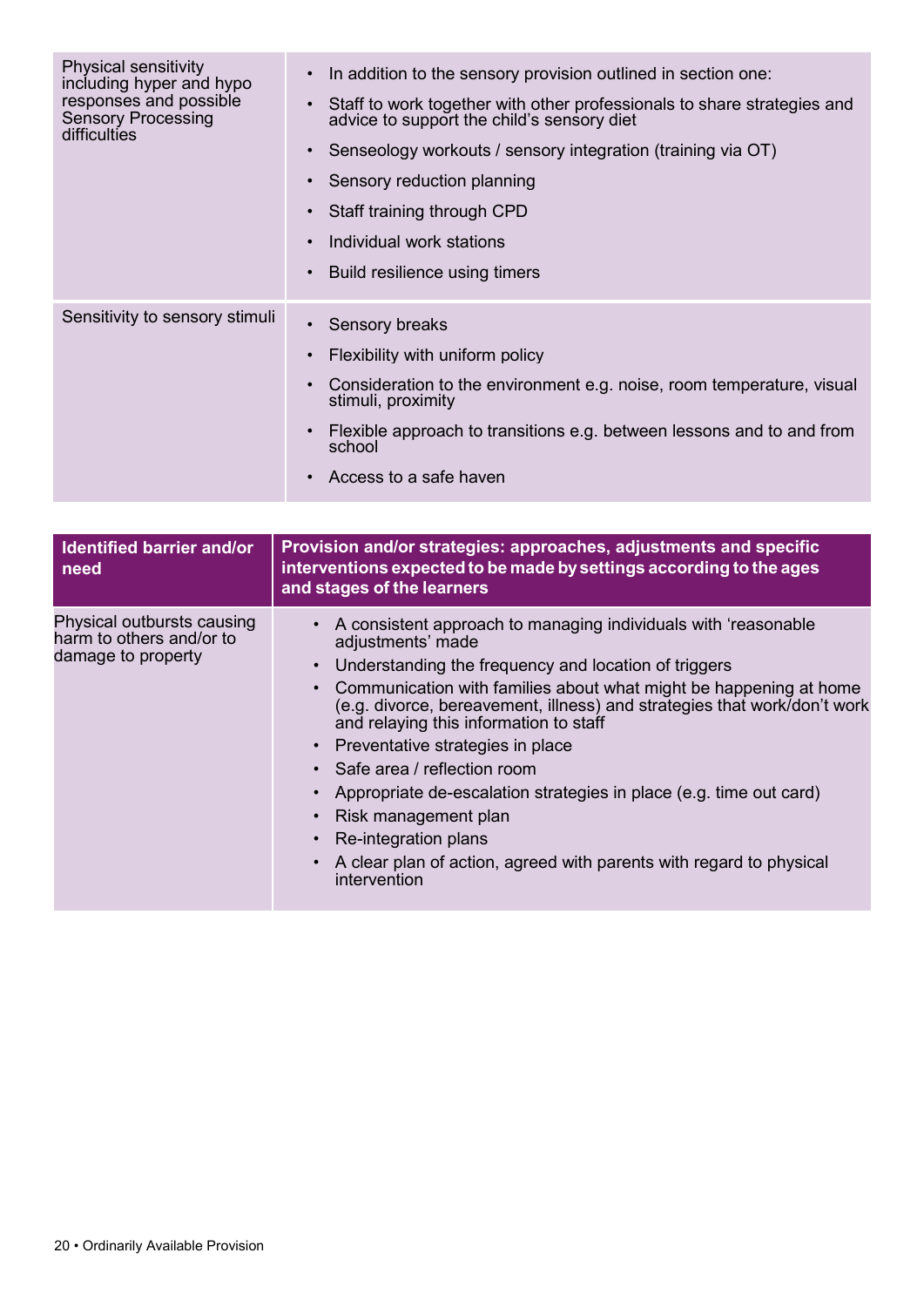| | |
|---|---|
| Physical sensitivity including hyper and hypo responses and possible Sensory Processing difficulties | • In addition to the sensory provision outlined in section one:<br>• Staff to work together with other professionals to share strategies and advice to support the child's sensory diet<br>• Senseology workouts / sensory integration (training via OT)<br>• Sensory reduction planning<br>• Staff training through CPD<br>• Individual work stations<br>• Build resilience using timers |
| Sensitivity to sensory stimuli | • Sensory breaks<br>• Flexibility with uniform policy<br>• Consideration to the environment e.g. noise, room temperature, visual stimuli, proximity<br>• Flexible approach to transitions e.g. between lessons and to and from school<br>• Access to a safe haven |

| Identified barrier and/or need | Provision and/or strategies: approaches, adjustments and specific interventions expected to be made by settings according to the ages and stages of the learners |
|---|---|
| Physical outbursts causing harm to others and/or to damage to property | • A consistent approach to managing individuals with 'reasonable adjustments' made<br>• Understanding the frequency and location of triggers<br>• Communication with families about what might be happening at home (e.g. divorce, bereavement, illness) and strategies that work/don't work and relaying this information to staff<br>• Preventative strategies in place<br>• Safe area / reflection room<br>• Appropriate de-escalation strategies in place (e.g. time out card)<br>• Risk management plan<br>• Re-integration plans<br>• A clear plan of action, agreed with parents with regard to physical intervention |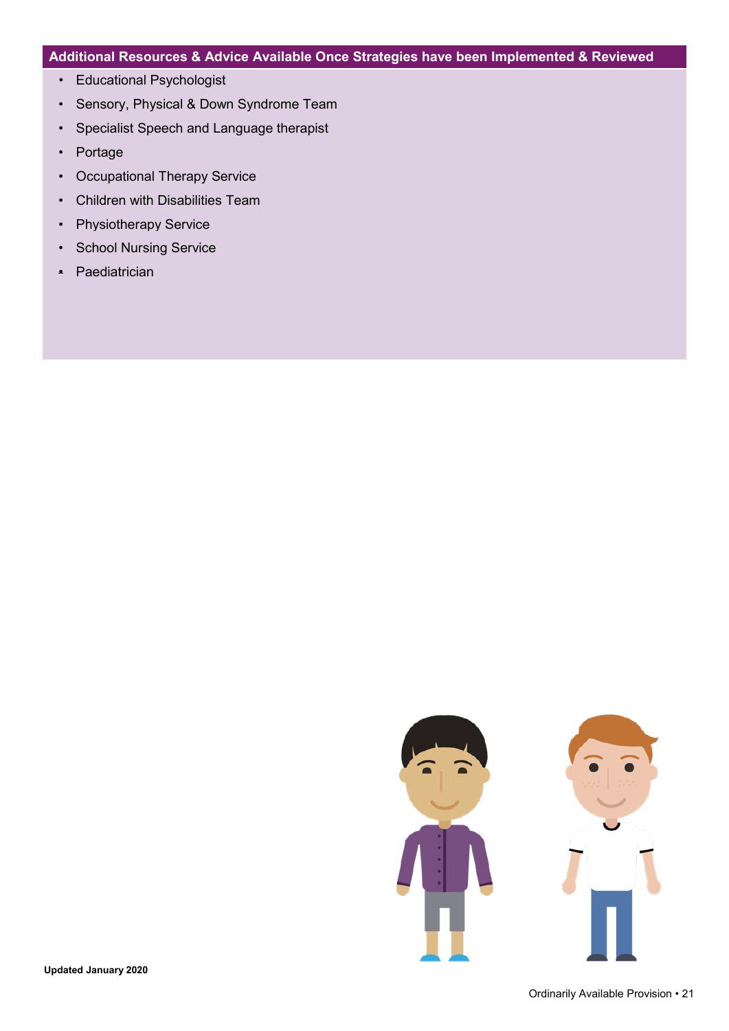## Additional Resources & Advice Available Once Strategies have been Implemented & Reviewed

- Educational Psychologist
- Sensory, Physical & Down Syndrome Team
- Specialist Speech and Language therapist
- Portage
- Occupational Therapy Service
- Children with Disabilities Team
- Physiotherapy Service
- School Nursing Service
- Paediatrician

**Updated January 2020**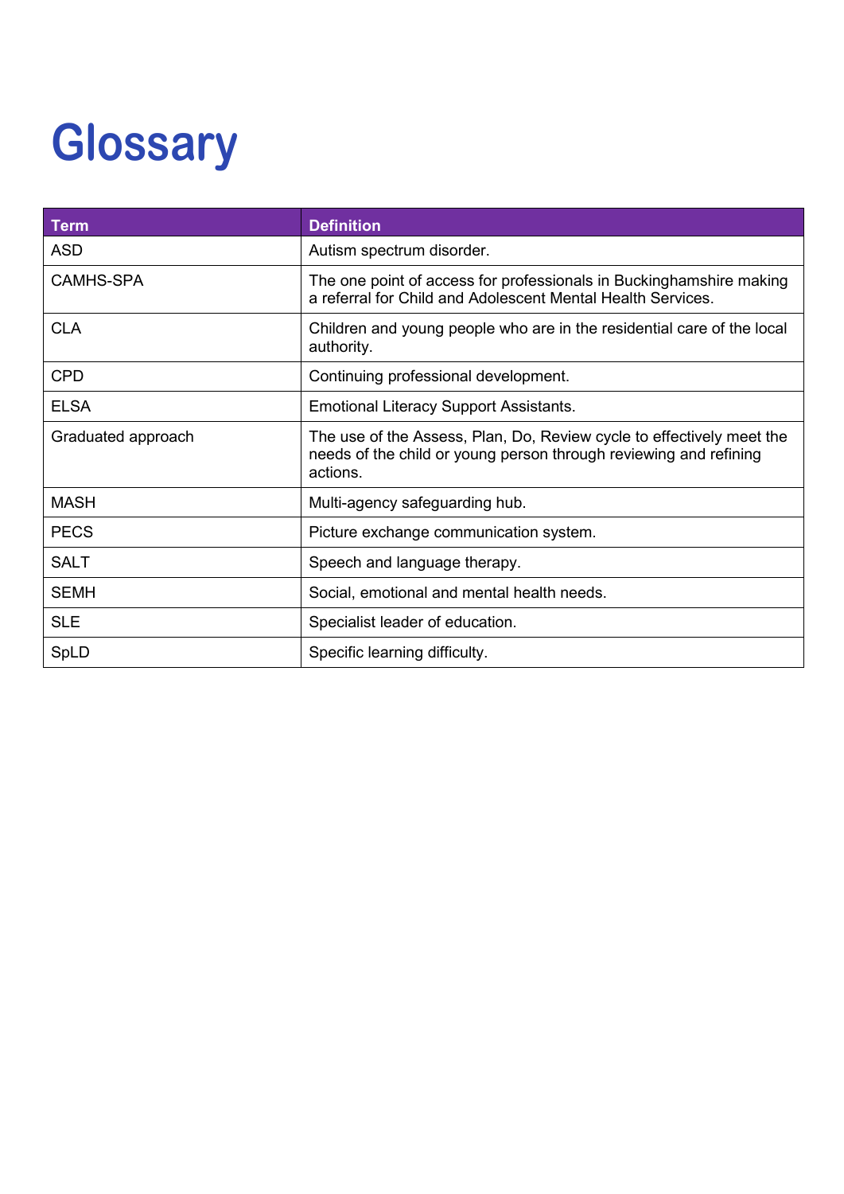# Glossary

| Term | Definition |
| --- | --- |
| ASD | Autism spectrum disorder. |
| CAMHS-SPA | The one point of access for professionals in Buckinghamshire making a referral for Child and Adolescent Mental Health Services. |
| CLA | Children and young people who are in the residential care of the local authority. |
| CPD | Continuing professional development. |
| ELSA | Emotional Literacy Support Assistants. |
| Graduated approach | The use of the Assess, Plan, Do, Review cycle to effectively meet the needs of the child or young person through reviewing and refining actions. |
| MASH | Multi-agency safeguarding hub. |
| PECS | Picture exchange communication system. |
| SALT | Speech and language therapy. |
| SEMH | Social, emotional and mental health needs. |
| SLE | Specialist leader of education. |
| SpLD | Specific learning difficulty. |